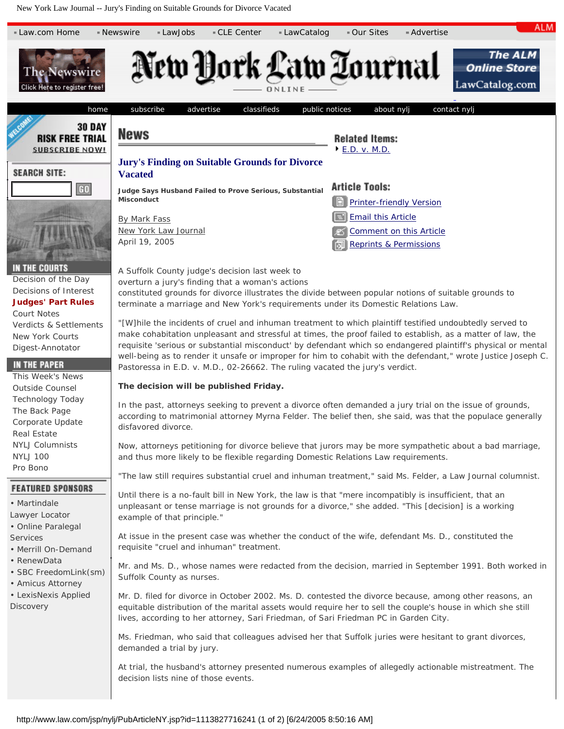## News

# Jury's Finding on Suitable Grounds for Divorce Vacated

**Judge Says Husband Failed to Prove Serious, Substantial Misconduct**

By Mark Fass
New York Law Journal
April 19, 2005

A Suffolk County judge's decision last week to overturn a jury's finding that a woman's actions constituted grounds for divorce illustrates the divide between popular notions of suitable grounds to terminate a marriage and New York's requirements under its Domestic Relations Law.

"[W]hile the incidents of cruel and inhuman treatment to which plaintiff testified undoubtedly served to make cohabitation unpleasant and stressful at times, the proof failed to establish, as a matter of law, the requisite 'serious or substantial misconduct' by defendant which so endangered plaintiff's physical or mental well-being as to render it unsafe or improper for him to cohabit with the defendant," wrote Justice Joseph C. Pastoressa in E.D. v. M.D., 02-26662. The ruling vacated the jury's verdict.

**The decision will be published Friday.**

In the past, attorneys seeking to prevent a divorce often demanded a jury trial on the issue of grounds, according to matrimonial attorney Myrna Felder. The belief then, she said, was that the populace generally disfavored divorce.

Now, attorneys petitioning for divorce believe that jurors may be more sympathetic about a bad marriage, and thus more likely to be flexible regarding Domestic Relations Law requirements.

"The law still requires substantial cruel and inhuman treatment," said Ms. Felder, a Law Journal columnist.

Until there is a no-fault bill in New York, the law is that "mere incompatibly is insufficient, that an unpleasant or tense marriage is not grounds for a divorce," she added. "This [decision] is a working example of that principle."

At issue in the present case was whether the conduct of the wife, defendant Ms. D., constituted the requisite "cruel and inhuman" treatment.

Mr. and Ms. D., whose names were redacted from the decision, married in September 1991. Both worked in Suffolk County as nurses.

Mr. D. filed for divorce in October 2002. Ms. D. contested the divorce because, among other reasons, an equitable distribution of the marital assets would require her to sell the couple's house in which she still lives, according to her attorney, Sari Friedman, of Sari Friedman PC in Garden City.

Ms. Friedman, who said that colleagues advised her that Suffolk juries were hesitant to grant divorces, demanded a trial by jury.

At trial, the husband's attorney presented numerous examples of allegedly actionable mistreatment. The decision lists nine of those events.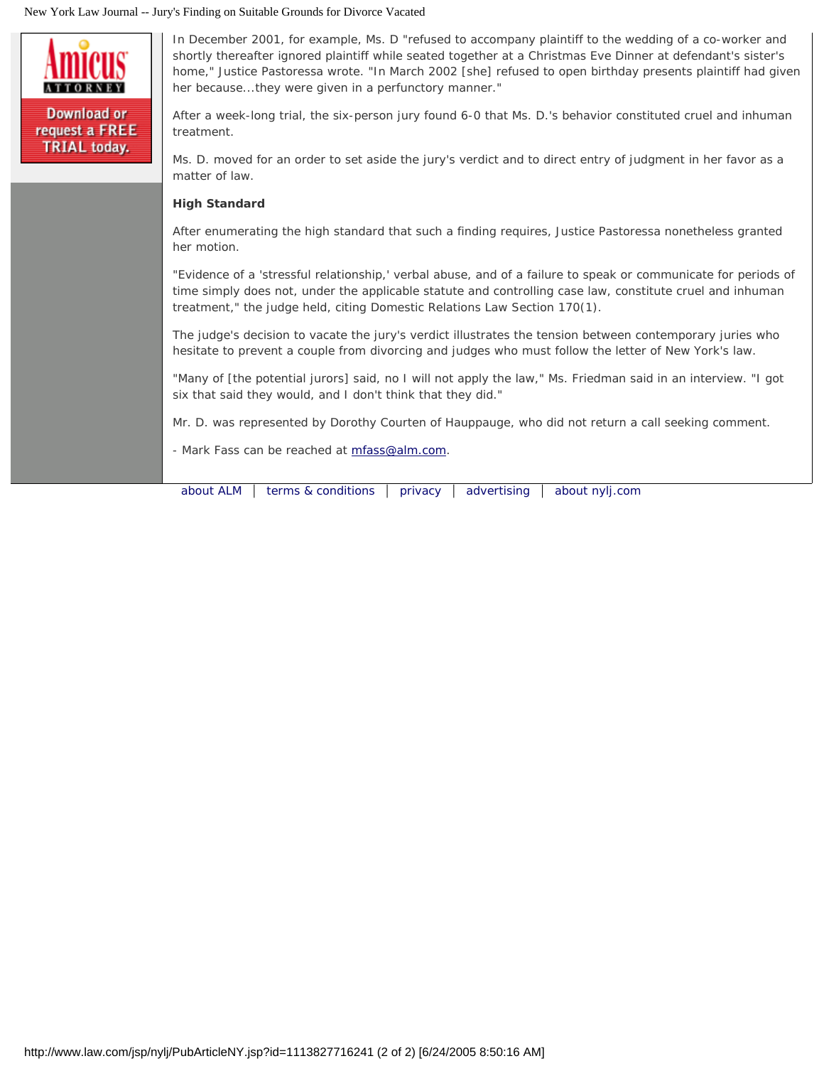In December 2001, for example, Ms. D "refused to accompany plaintiff to the wedding of a co-worker and shortly thereafter ignored plaintiff while seated together at a Christmas Eve Dinner at defendant's sister's home," Justice Pastoressa wrote. "In March 2002 [she] refused to open birthday presents plaintiff had given her because...they were given in a perfunctory manner."

After a week-long trial, the six-person jury found 6-0 that Ms. D.'s behavior constituted cruel and inhuman treatment.

Ms. D. moved for an order to set aside the jury's verdict and to direct entry of judgment in her favor as a matter of law.

**High Standard**

After enumerating the high standard that such a finding requires, Justice Pastoressa nonetheless granted her motion.

"Evidence of a 'stressful relationship,' verbal abuse, and of a failure to speak or communicate for periods of time simply does not, under the applicable statute and controlling case law, constitute cruel and inhuman treatment," the judge held, citing Domestic Relations Law Section 170(1).

The judge's decision to vacate the jury's verdict illustrates the tension between contemporary juries who hesitate to prevent a couple from divorcing and judges who must follow the letter of New York's law.

"Many of [the potential jurors] said, no I will not apply the law," Ms. Friedman said in an interview. "I got six that said they would, and I don't think that they did."

Mr. D. was represented by Dorothy Courten of Hauppauge, who did not return a call seeking comment.

- Mark Fass can be reached at mfass@alm.com.